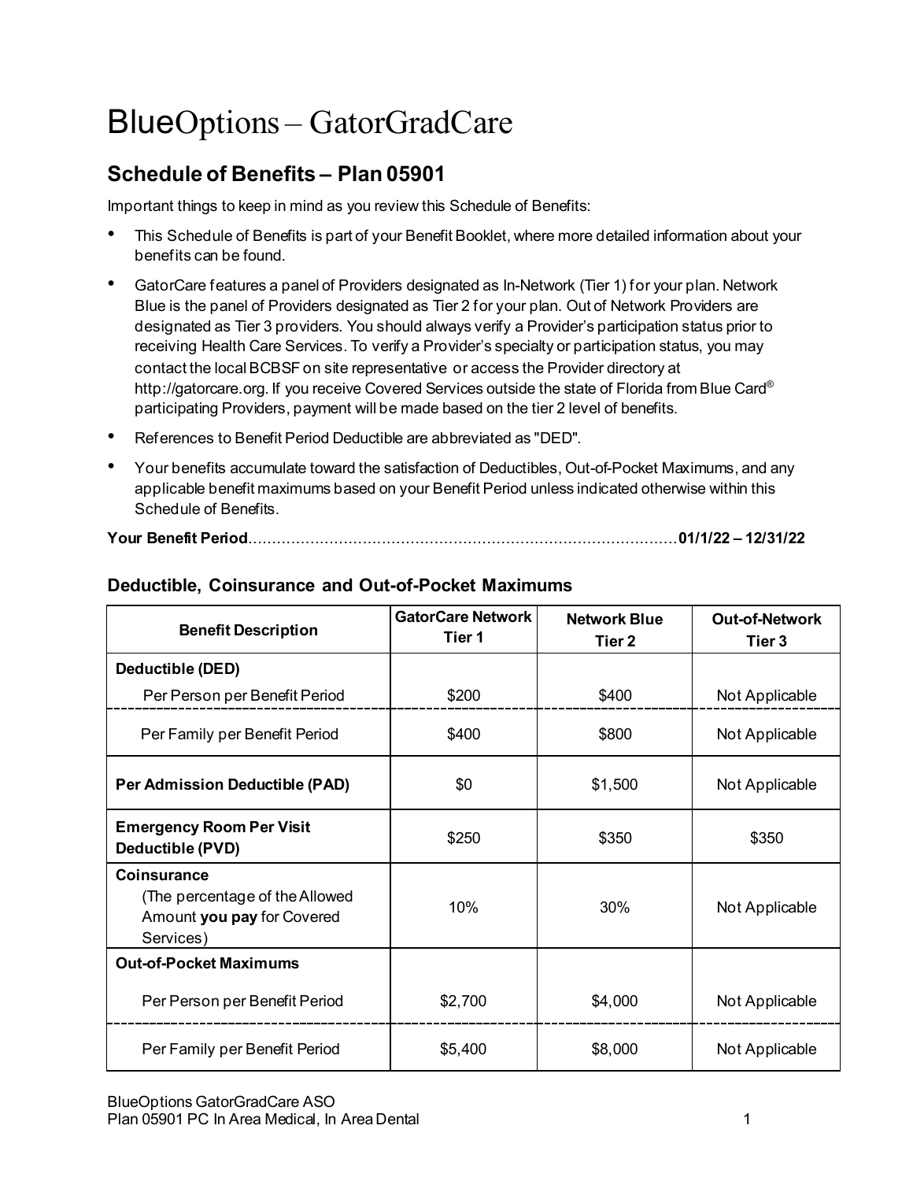# BlueOptions – GatorGradCare

## Schedule of Benefits – Plan 05901

Important things to keep in mind as you review this Schedule of Benefits:

- This Schedule of Benefits is part of your Benefit Booklet, where more detailed information about your benefits can be found.
- GatorCare features a panel of Providers designated as In-Network (Tier 1) for your plan. Network Blue is the panel of Providers designated as Tier 2 for your plan. Out of Network Providers are designated as Tier 3 providers. You should always verify a Provider's participation status prior to receiving Health Care Services. To verify a Provider's specialty or participation status, you may contact the local BCBSF on site representative or access the Provider directory at http://gatorcare.org. If you receive Covered Services outside the state of Florida from Blue Card® participating Providers, payment will be made based on the tier 2 level of benefits.
- References to Benefit Period Deductible are abbreviated as "DED".
- Your benefits accumulate toward the satisfaction of Deductibles, Out-of-Pocket Maximums, and any applicable benefit maximums based on your Benefit Period unless indicated otherwise within this Schedule of Benefits.

**Your Benefit Period**..........................................................................................**01/1/22 – 12/31/22**

### Deductible, Coinsurance and Out-of-Pocket Maximums

| Benefit Description | GatorCare Network Tier 1 | Network Blue Tier 2 | Out-of-Network Tier 3 |
|---|---|---|---|
| **Deductible (DED)** | | | |
| Per Person per Benefit Period | $200 | $400 | Not Applicable |
| Per Family per Benefit Period | $400 | $800 | Not Applicable |
| **Per Admission Deductible (PAD)** | $0 | $1,500 | Not Applicable |
| **Emergency Room Per Visit Deductible (PVD)** | $250 | $350 | $350 |
| **Coinsurance** (The percentage of the Allowed Amount **you pay** for Covered Services) | 10% | 30% | Not Applicable |
| **Out-of-Pocket Maximums** | | | |
| Per Person per Benefit Period | $2,700 | $4,000 | Not Applicable |
| Per Family per Benefit Period | $5,400 | $8,000 | Not Applicable |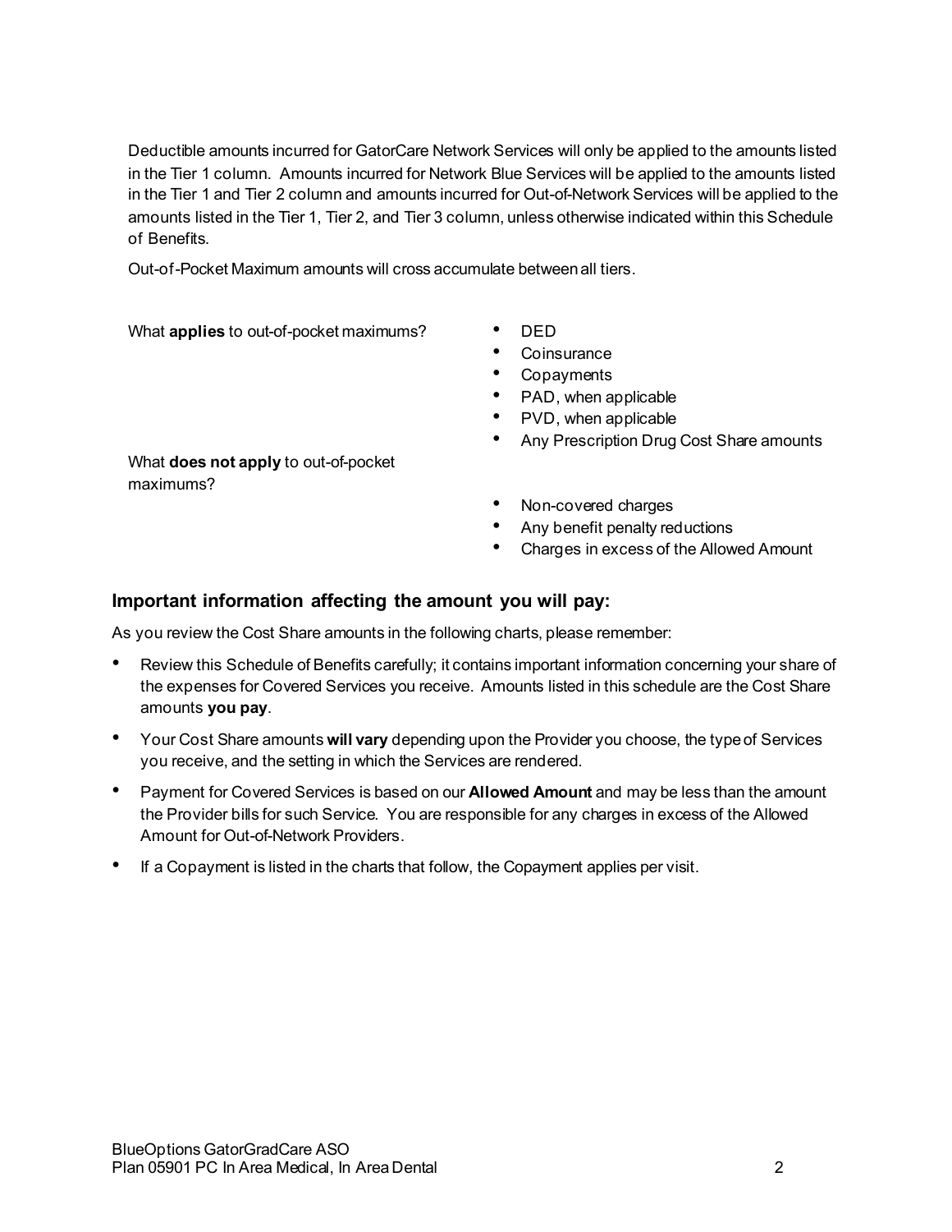Deductible amounts incurred for GatorCare Network Services will only be applied to the amounts listed in the Tier 1 column. Amounts incurred for Network Blue Services will be applied to the amounts listed in the Tier 1 and Tier 2 column and amounts incurred for Out-of-Network Services will be applied to the amounts listed in the Tier 1, Tier 2, and Tier 3 column, unless otherwise indicated within this Schedule of Benefits.

Out-of-Pocket Maximum amounts will cross accumulate between all tiers.

| | |
|---|---|
| What **applies** to out-of-pocket maximums? | • DED<br>• Coinsurance<br>• Copayments<br>• PAD, when applicable<br>• PVD, when applicable<br>• Any Prescription Drug Cost Share amounts |
| What **does not apply** to out-of-pocket maximums? | • Non-covered charges<br>• Any benefit penalty reductions<br>• Charges in excess of the Allowed Amount |

## Important information affecting the amount you will pay:

As you review the Cost Share amounts in the following charts, please remember:

- Review this Schedule of Benefits carefully; it contains important information concerning your share of the expenses for Covered Services you receive. Amounts listed in this schedule are the Cost Share amounts **you pay**.
- Your Cost Share amounts **will vary** depending upon the Provider you choose, the type of Services you receive, and the setting in which the Services are rendered.
- Payment for Covered Services is based on our **Allowed Amount** and may be less than the amount the Provider bills for such Service. You are responsible for any charges in excess of the Allowed Amount for Out-of-Network Providers.
- If a Copayment is listed in the charts that follow, the Copayment applies per visit.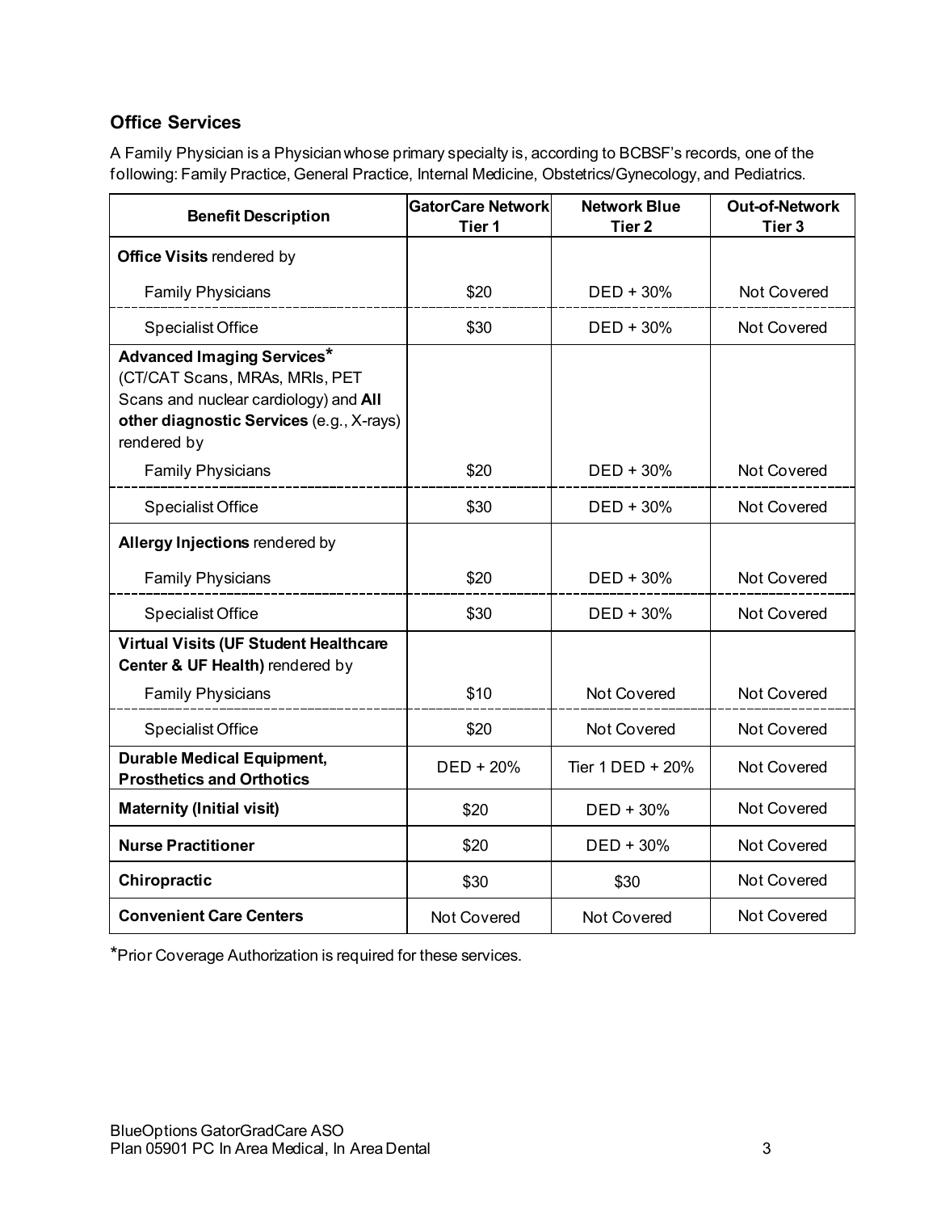## Office Services

A Family Physician is a Physician whose primary specialty is, according to BCBSF's records, one of the following: Family Practice, General Practice, Internal Medicine, Obstetrics/Gynecology, and Pediatrics.

| Benefit Description | GatorCare Network Tier 1 | Network Blue Tier 2 | Out-of-Network Tier 3 |
|---|---|---|---|
| **Office Visits** rendered by | | | |
| Family Physicians | $20 | DED + 30% | Not Covered |
| Specialist Office | $30 | DED + 30% | Not Covered |
| **Advanced Imaging Services*** (CT/CAT Scans, MRAs, MRIs, PET Scans and nuclear cardiology) and **All other diagnostic Services** (e.g., X-rays) rendered by | | | |
| Family Physicians | $20 | DED + 30% | Not Covered |
| Specialist Office | $30 | DED + 30% | Not Covered |
| **Allergy Injections** rendered by | | | |
| Family Physicians | $20 | DED + 30% | Not Covered |
| Specialist Office | $30 | DED + 30% | Not Covered |
| **Virtual Visits (UF Student Healthcare Center & UF Health)** rendered by | | | |
| Family Physicians | $10 | Not Covered | Not Covered |
| Specialist Office | $20 | Not Covered | Not Covered |
| **Durable Medical Equipment, Prosthetics and Orthotics** | DED + 20% | Tier 1 DED + 20% | Not Covered |
| **Maternity (Initial visit)** | $20 | DED + 30% | Not Covered |
| **Nurse Practitioner** | $20 | DED + 30% | Not Covered |
| **Chiropractic** | $30 | $30 | Not Covered |
| **Convenient Care Centers** | Not Covered | Not Covered | Not Covered |

*Prior Coverage Authorization is required for these services.

BlueOptions GatorGradCare ASO
Plan 05901 PC In Area Medical, In Area Dental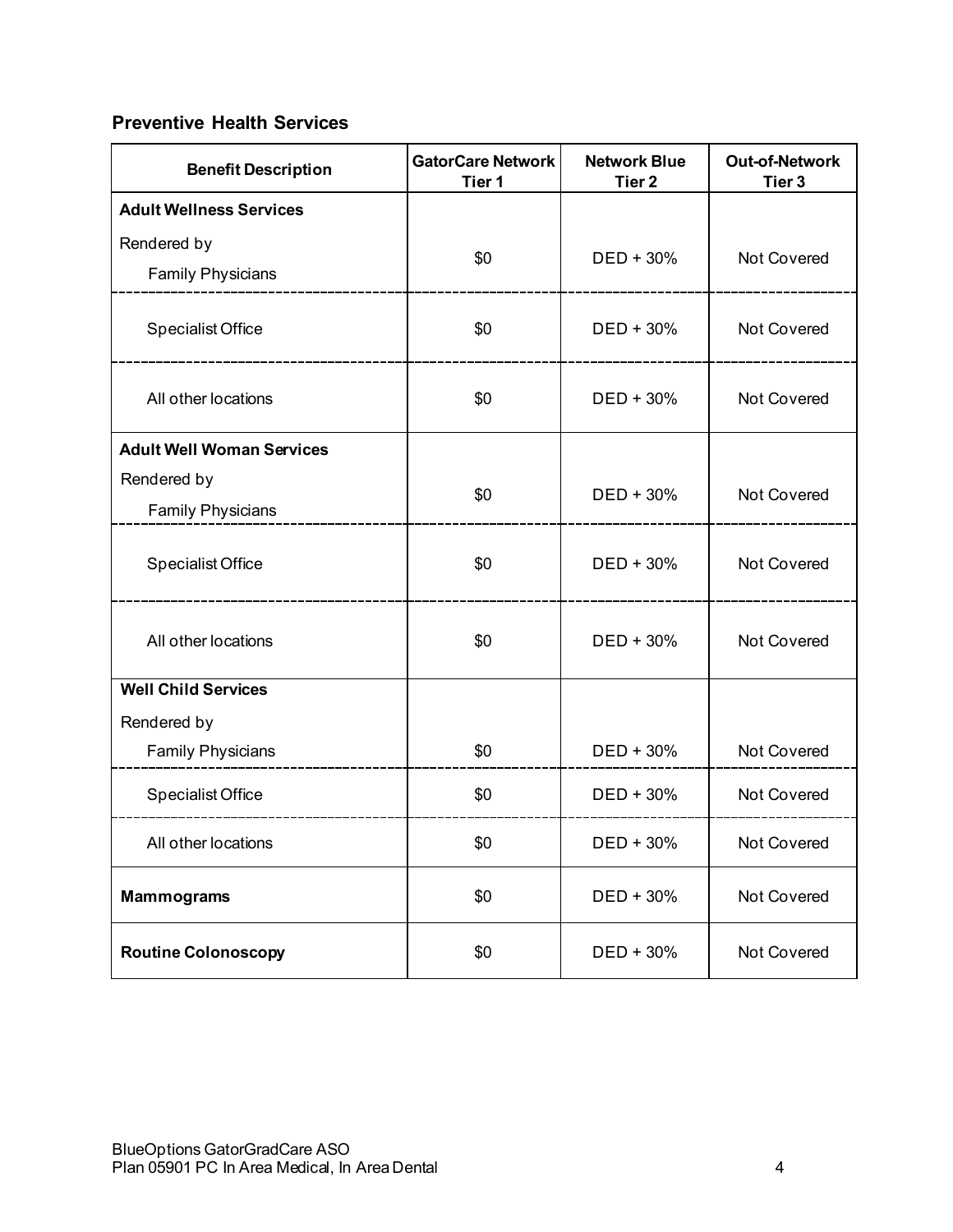## Preventive Health Services

| Benefit Description | GatorCare Network Tier 1 | Network Blue Tier 2 | Out-of-Network Tier 3 |
| --- | --- | --- | --- |
| **Adult Wellness Services** | | | |
| Rendered by Family Physicians | $0 | DED + 30% | Not Covered |
| Specialist Office | $0 | DED + 30% | Not Covered |
| All other locations | $0 | DED + 30% | Not Covered |
| **Adult Well Woman Services** | | | |
| Rendered by Family Physicians | $0 | DED + 30% | Not Covered |
| Specialist Office | $0 | DED + 30% | Not Covered |
| All other locations | $0 | DED + 30% | Not Covered |
| **Well Child Services** | | | |
| Rendered by Family Physicians | $0 | DED + 30% | Not Covered |
| Specialist Office | $0 | DED + 30% | Not Covered |
| All other locations | $0 | DED + 30% | Not Covered |
| **Mammograms** | $0 | DED + 30% | Not Covered |
| **Routine Colonoscopy** | $0 | DED + 30% | Not Covered |

BlueOptions GatorGradCare ASO
Plan 05901 PC In Area Medical, In Area Dental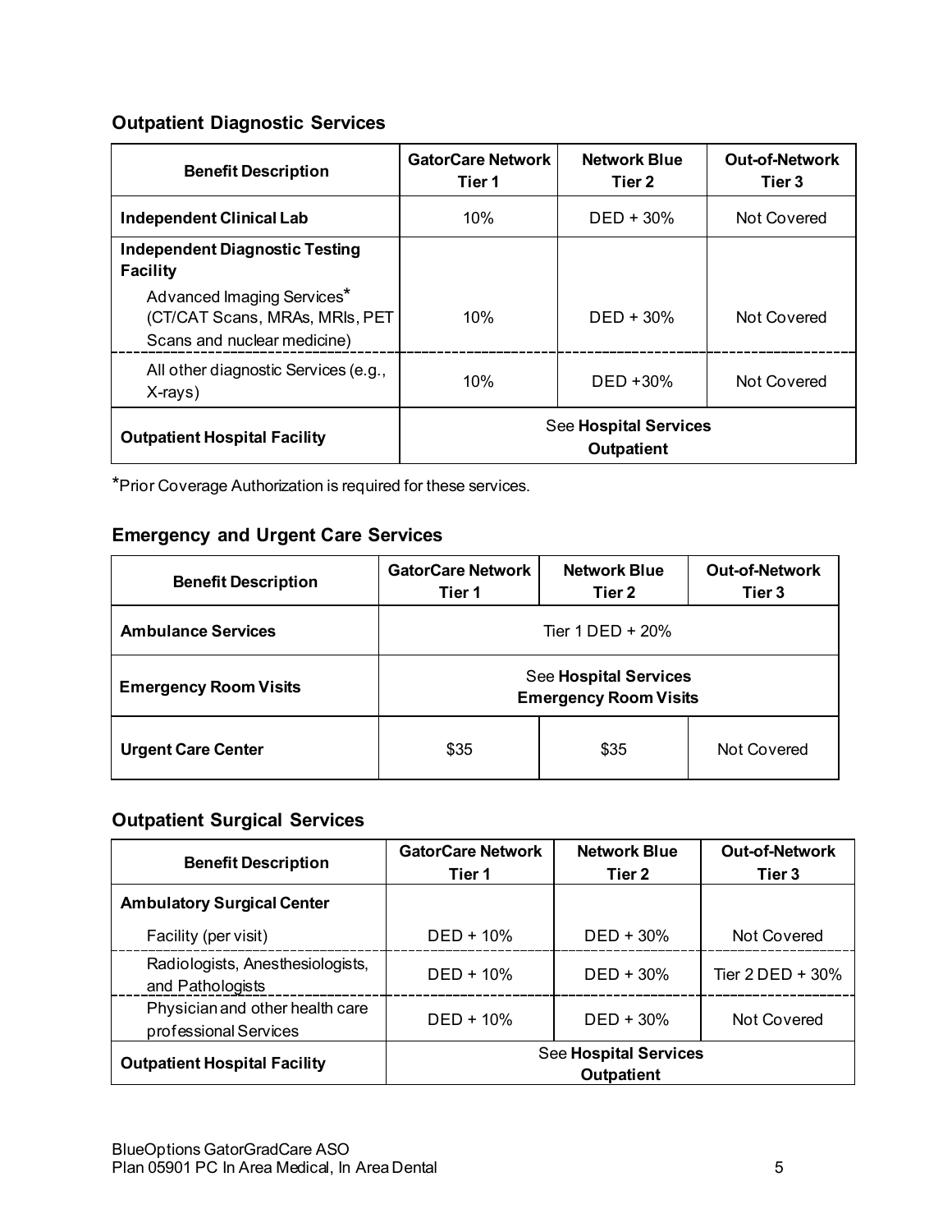### Outpatient Diagnostic Services

| Benefit Description | GatorCare Network Tier 1 | Network Blue Tier 2 | Out-of-Network Tier 3 |
|---|---|---|---|
| **Independent Clinical Lab** | 10% | DED + 30% | Not Covered |
| **Independent Diagnostic Testing Facility** | | | |
| Advanced Imaging Services* (CT/CAT Scans, MRAs, MRIs, PET Scans and nuclear medicine) | 10% | DED + 30% | Not Covered |
| All other diagnostic Services (e.g., X-rays) | 10% | DED +30% | Not Covered |
| **Outpatient Hospital Facility** | See **Hospital Services Outpatient** | | |

*Prior Coverage Authorization is required for these services.

### Emergency and Urgent Care Services

| Benefit Description | GatorCare Network Tier 1 | Network Blue Tier 2 | Out-of-Network Tier 3 |
|---|---|---|---|
| **Ambulance Services** | Tier 1 DED + 20% | | |
| **Emergency Room Visits** | See **Hospital Services Emergency Room Visits** | | |
| **Urgent Care Center** | $35 | $35 | Not Covered |

### Outpatient Surgical Services

| Benefit Description | GatorCare Network Tier 1 | Network Blue Tier 2 | Out-of-Network Tier 3 |
|---|---|---|---|
| **Ambulatory Surgical Center** | | | |
| Facility (per visit) | DED + 10% | DED + 30% | Not Covered |
| Radiologists, Anesthesiologists, and Pathologists | DED + 10% | DED + 30% | Tier 2 DED + 30% |
| Physician and other health care professional Services | DED + 10% | DED + 30% | Not Covered |
| **Outpatient Hospital Facility** | See **Hospital Services Outpatient** | | |

BlueOptions GatorGradCare ASO
Plan 05901 PC In Area Medical, In Area Dental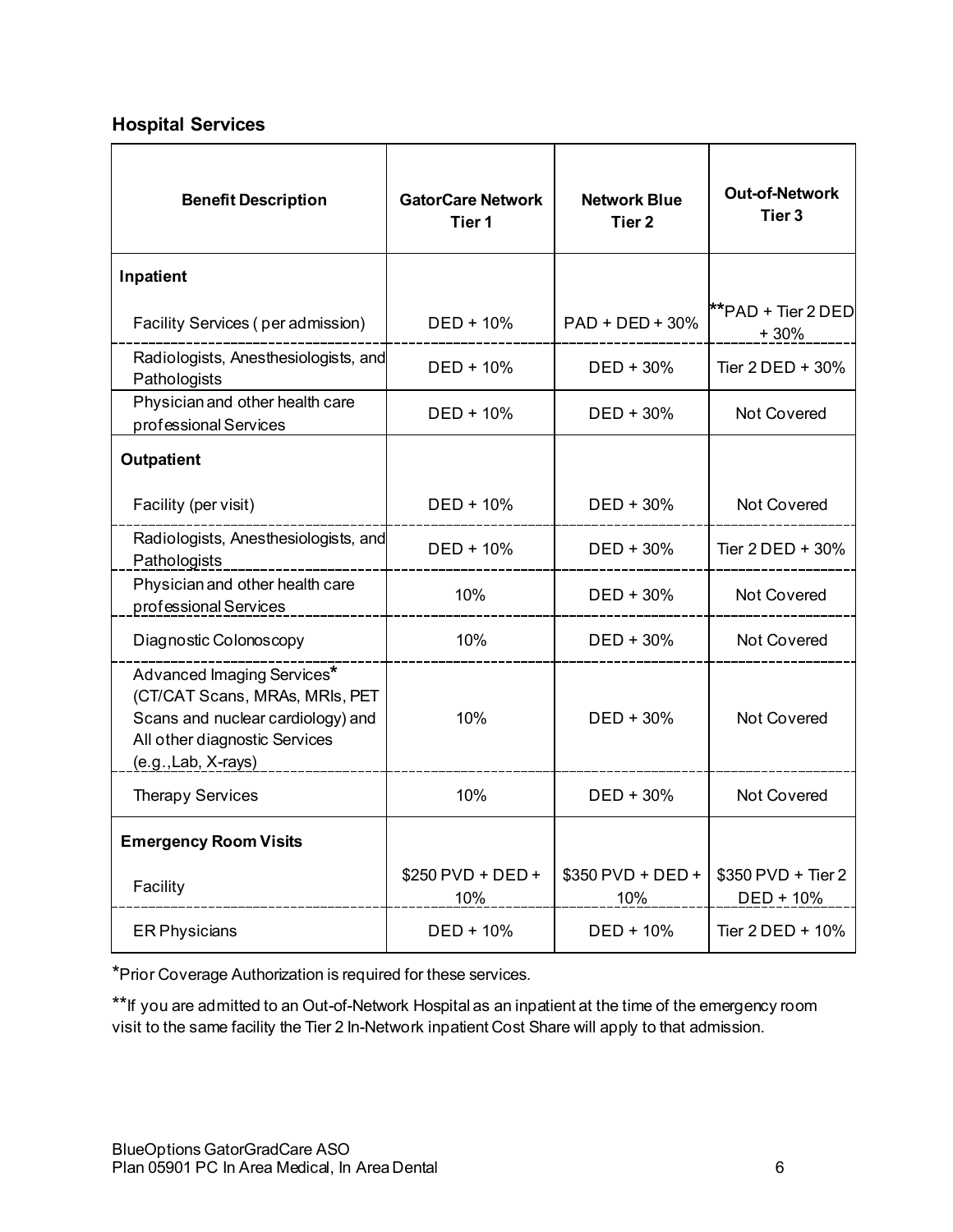### Hospital Services

| Benefit Description | GatorCare Network Tier 1 | Network Blue Tier 2 | Out-of-Network Tier 3 |
|---|---|---|---|
| **Inpatient** | | | |
| Facility Services ( per admission) | DED + 10% | PAD + DED + 30% | **PAD + Tier 2 DED + 30% |
| Radiologists, Anesthesiologists, and Pathologists | DED + 10% | DED + 30% | Tier 2 DED + 30% |
| Physician and other health care professional Services | DED + 10% | DED + 30% | Not Covered |
| **Outpatient** | | | |
| Facility (per visit) | DED + 10% | DED + 30% | Not Covered |
| Radiologists, Anesthesiologists, and Pathologists | DED + 10% | DED + 30% | Tier 2 DED + 30% |
| Physician and other health care professional Services | 10% | DED + 30% | Not Covered |
| Diagnostic Colonoscopy | 10% | DED + 30% | Not Covered |
| Advanced Imaging Services* (CT/CAT Scans, MRAs, MRIs, PET Scans and nuclear cardiology) and All other diagnostic Services (e.g.,Lab, X-rays) | 10% | DED + 30% | Not Covered |
| Therapy Services | 10% | DED + 30% | Not Covered |
| **Emergency Room Visits** | | | |
| Facility | $250 PVD + DED + 10% | $350 PVD + DED + 10% | $350 PVD + Tier 2 DED + 10% |
| ER Physicians | DED + 10% | DED + 10% | Tier 2 DED + 10% |

*Prior Coverage Authorization is required for these services.

**If you are admitted to an Out-of-Network Hospital as an inpatient at the time of the emergency room visit to the same facility the Tier 2 In-Network inpatient Cost Share will apply to that admission.

BlueOptions GatorGradCare ASO
Plan 05901 PC In Area Medical, In Area Dental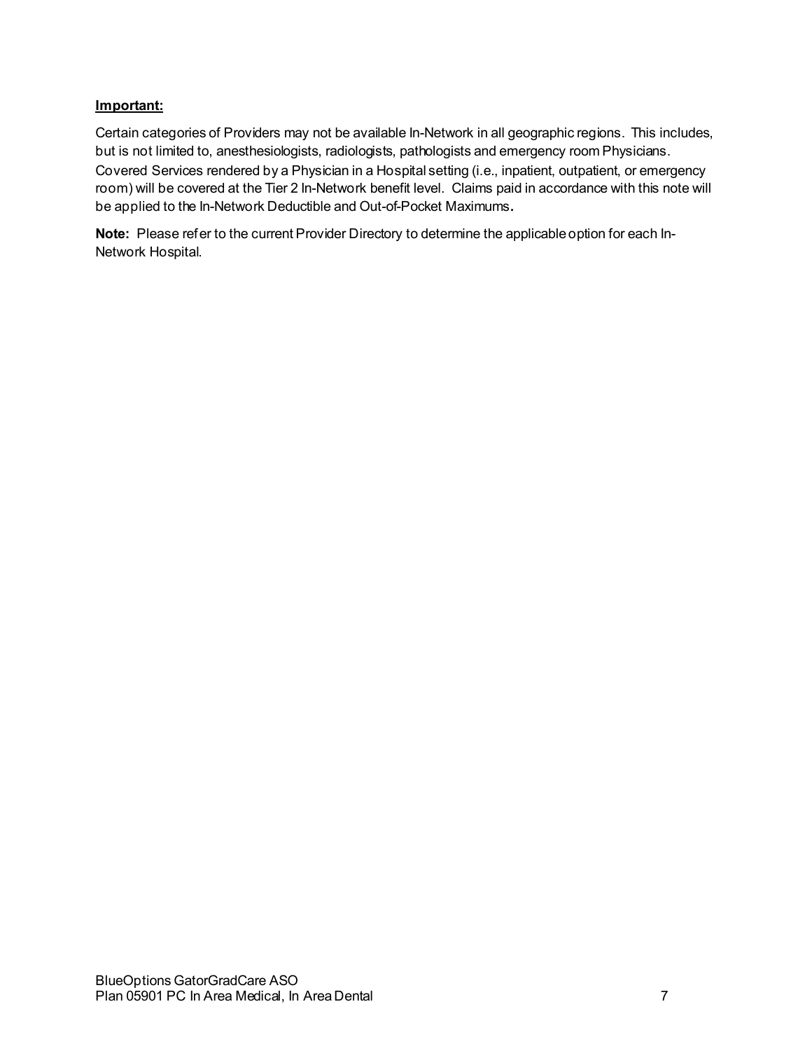**Important:**

Certain categories of Providers may not be available In-Network in all geographic regions. This includes, but is not limited to, anesthesiologists, radiologists, pathologists and emergency room Physicians. Covered Services rendered by a Physician in a Hospital setting (i.e., inpatient, outpatient, or emergency room) will be covered at the Tier 2 In-Network benefit level. Claims paid in accordance with this note will be applied to the In-Network Deductible and Out-of-Pocket Maximums**.**

**Note:** Please refer to the current Provider Directory to determine the applicable option for each In-Network Hospital.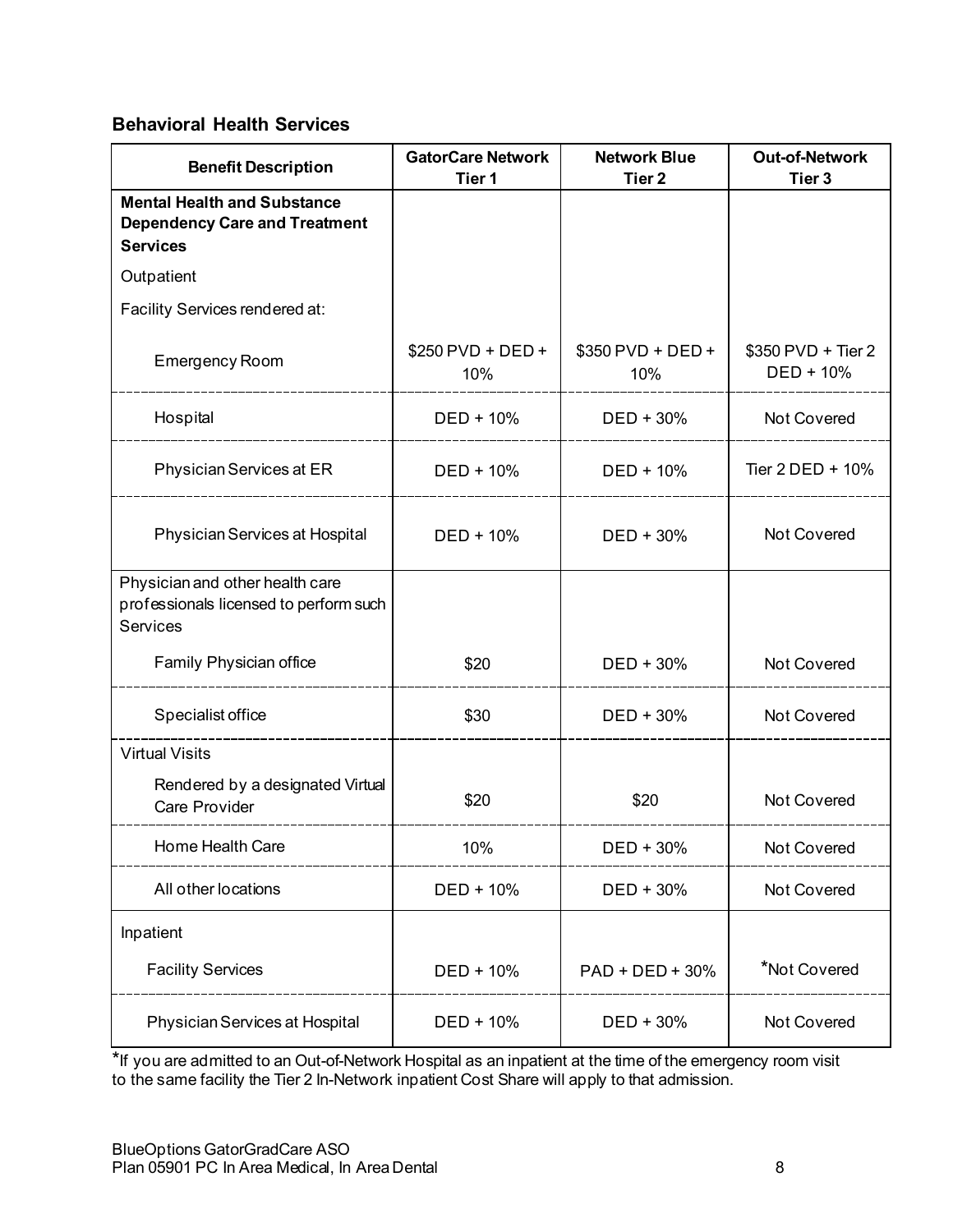### Behavioral Health Services

| Benefit Description | GatorCare Network Tier 1 | Network Blue Tier 2 | Out-of-Network Tier 3 |
|---|---|---|---|
| **Mental Health and Substance Dependency Care and Treatment Services** | | | |
| Outpatient | | | |
| Facility Services rendered at: | | | |
| Emergency Room | $250 PVD + DED + 10% | $350 PVD + DED + 10% | $350 PVD + Tier 2 DED + 10% |
| Hospital | DED + 10% | DED + 30% | Not Covered |
| Physician Services at ER | DED + 10% | DED + 10% | Tier 2 DED + 10% |
| Physician Services at Hospital | DED + 10% | DED + 30% | Not Covered |
| Physician and other health care professionals licensed to perform such Services | | | |
| Family Physician office | $20 | DED + 30% | Not Covered |
| Specialist office | $30 | DED + 30% | Not Covered |
| Virtual Visits | | | |
| Rendered by a designated Virtual Care Provider | $20 | $20 | Not Covered |
| Home Health Care | 10% | DED + 30% | Not Covered |
| All other locations | DED + 10% | DED + 30% | Not Covered |
| Inpatient | | | |
| Facility Services | DED + 10% | PAD + DED + 30% | *Not Covered |
| Physician Services at Hospital | DED + 10% | DED + 30% | Not Covered |

*If you are admitted to an Out-of-Network Hospital as an inpatient at the time of the emergency room visit to the same facility the Tier 2 In-Network inpatient Cost Share will apply to that admission.

BlueOptions GatorGradCare ASO
Plan 05901 PC In Area Medical, In Area Dental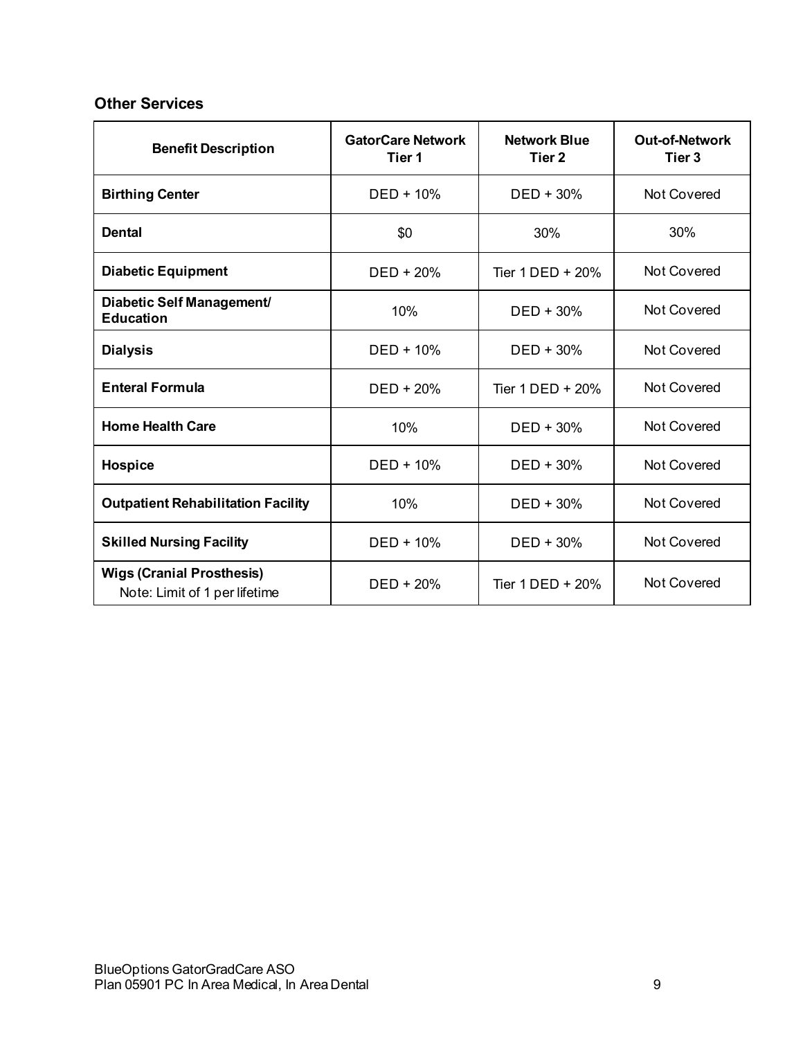### Other Services

| Benefit Description | GatorCare Network Tier 1 | Network Blue Tier 2 | Out-of-Network Tier 3 |
|---|---|---|---|
| **Birthing Center** | DED + 10% | DED + 30% | Not Covered |
| **Dental** | $0 | 30% | 30% |
| **Diabetic Equipment** | DED + 20% | Tier 1 DED + 20% | Not Covered |
| **Diabetic Self Management/ Education** | 10% | DED + 30% | Not Covered |
| **Dialysis** | DED + 10% | DED + 30% | Not Covered |
| **Enteral Formula** | DED + 20% | Tier 1 DED + 20% | Not Covered |
| **Home Health Care** | 10% | DED + 30% | Not Covered |
| **Hospice** | DED + 10% | DED + 30% | Not Covered |
| **Outpatient Rehabilitation Facility** | 10% | DED + 30% | Not Covered |
| **Skilled Nursing Facility** | DED + 10% | DED + 30% | Not Covered |
| **Wigs (Cranial Prosthesis)** Note: Limit of 1 per lifetime | DED + 20% | Tier 1 DED + 20% | Not Covered |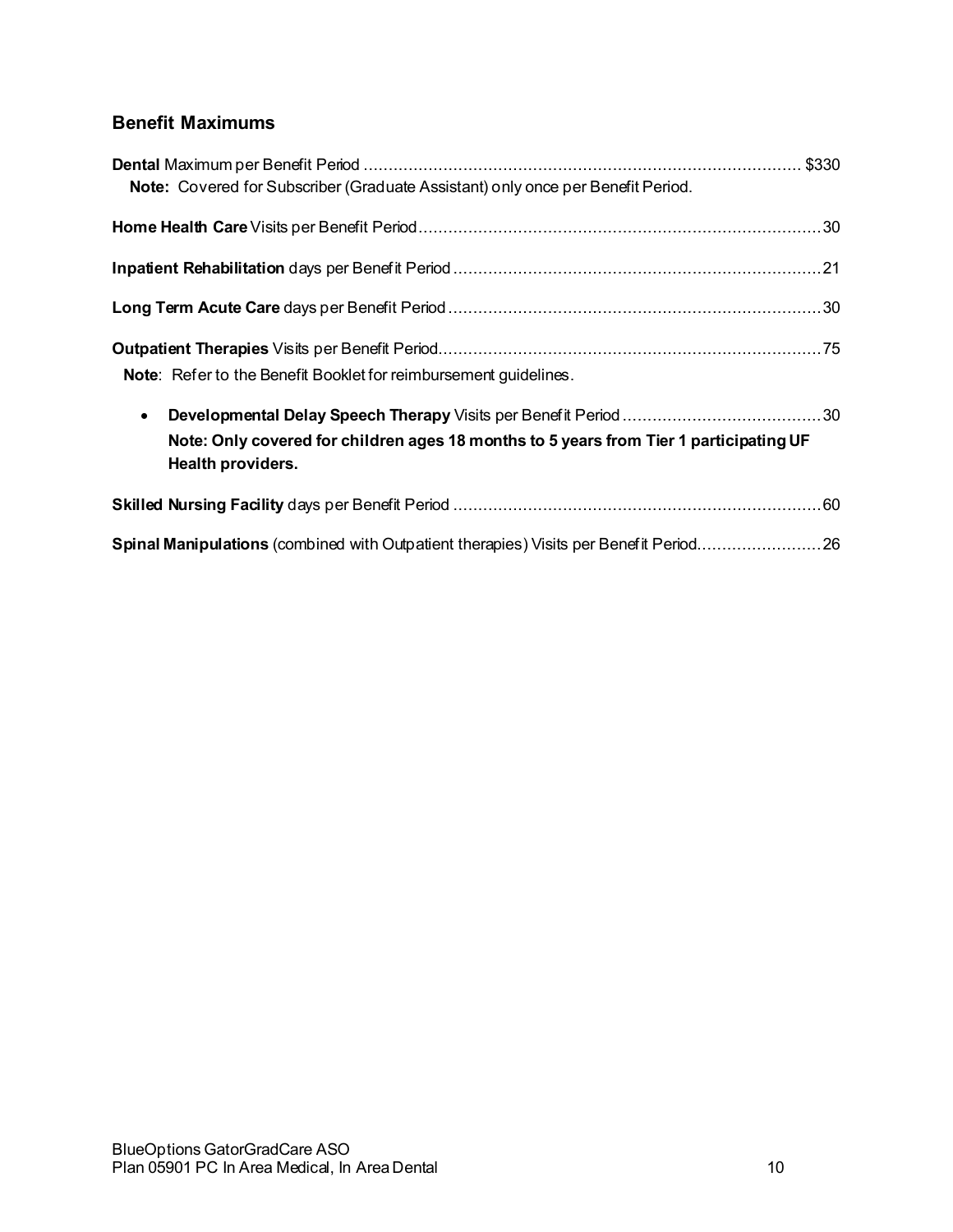## Benefit Maximums

**Dental** Maximum per Benefit Period ........................................................................................ $330
**Note:** Covered for Subscriber (Graduate Assistant) only once per Benefit Period.

**Home Health Care** Visits per Benefit Period ................................................................................ 30

**Inpatient Rehabilitation** days per Benefit Period ......................................................................... 21

**Long Term Acute Care** days per Benefit Period .......................................................................... 30

**Outpatient Therapies** Visits per Benefit Period ............................................................................ 75
**Note**: Refer to the Benefit Booklet for reimbursement guidelines.

- **Developmental Delay Speech Therapy** Visits per Benefit Period ........................................ 30
  **Note: Only covered for children ages 18 months to 5 years from Tier 1 participating UF Health providers.**

**Skilled Nursing Facility** days per Benefit Period .......................................................................... 60

**Spinal Manipulations** (combined with Outpatient therapies) Visits per Benefit Period ......................... 26